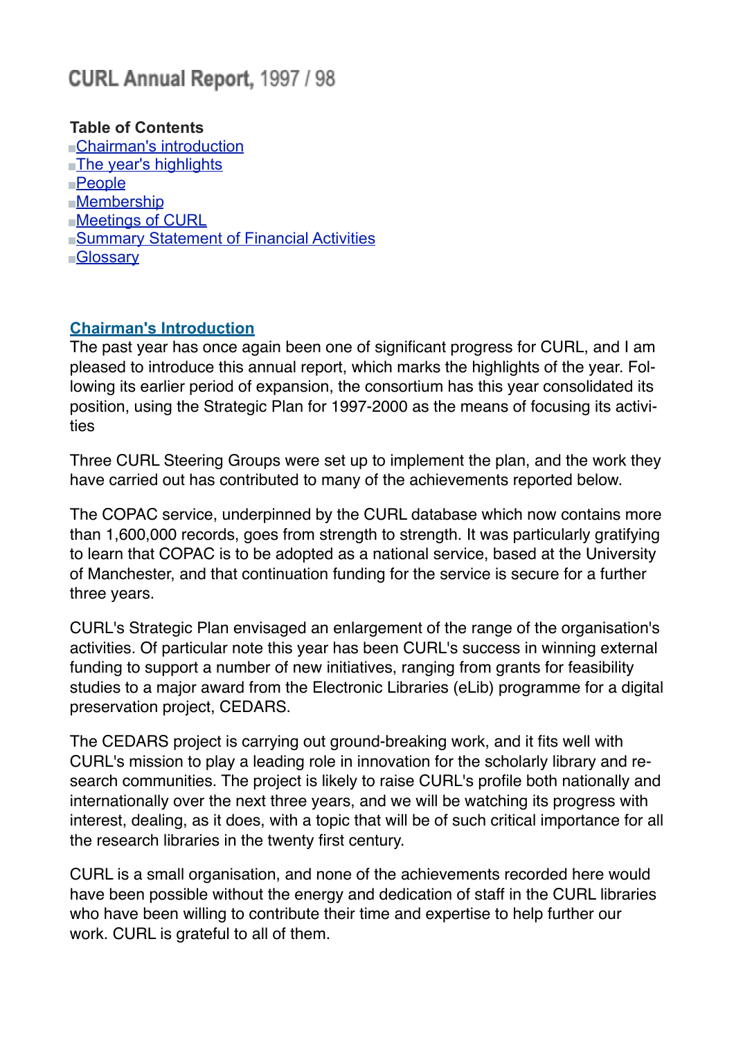# CURL Annual Report, 1997 / 98

**Table of Contents**

- Chairman's introduction
- The year's highlights
- People
- Membership
- Meetings of CURL
- Summary Statement of Financial Activities
- Glossary

## Chairman's Introduction

The past year has once again been one of significant progress for CURL, and I am pleased to introduce this annual report, which marks the highlights of the year. Following its earlier period of expansion, the consortium has this year consolidated its position, using the Strategic Plan for 1997-2000 as the means of focusing its activities

Three CURL Steering Groups were set up to implement the plan, and the work they have carried out has contributed to many of the achievements reported below.

The COPAC service, underpinned by the CURL database which now contains more than 1,600,000 records, goes from strength to strength. It was particularly gratifying to learn that COPAC is to be adopted as a national service, based at the University of Manchester, and that continuation funding for the service is secure for a further three years.

CURL's Strategic Plan envisaged an enlargement of the range of the organisation's activities. Of particular note this year has been CURL's success in winning external funding to support a number of new initiatives, ranging from grants for feasibility studies to a major award from the Electronic Libraries (eLib) programme for a digital preservation project, CEDARS.

The CEDARS project is carrying out ground-breaking work, and it fits well with CURL's mission to play a leading role in innovation for the scholarly library and research communities. The project is likely to raise CURL's profile both nationally and internationally over the next three years, and we will be watching its progress with interest, dealing, as it does, with a topic that will be of such critical importance for all the research libraries in the twenty first century.

CURL is a small organisation, and none of the achievements recorded here would have been possible without the energy and dedication of staff in the CURL libraries who have been willing to contribute their time and expertise to help further our work. CURL is grateful to all of them.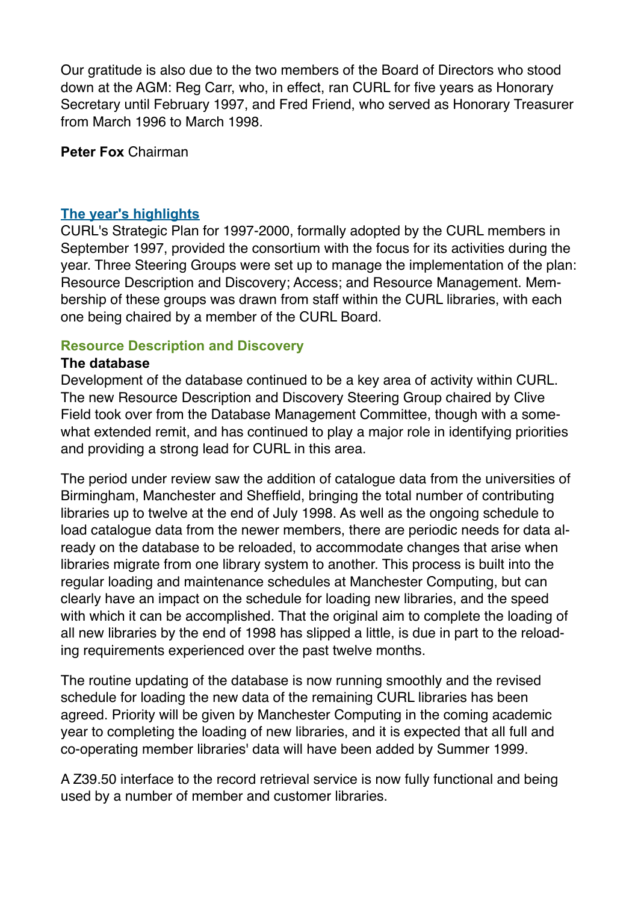Our gratitude is also due to the two members of the Board of Directors who stood down at the AGM: Reg Carr, who, in effect, ran CURL for five years as Honorary Secretary until February 1997, and Fred Friend, who served as Honorary Treasurer from March 1996 to March 1998.

**Peter Fox** Chairman

## The year's highlights

CURL's Strategic Plan for 1997-2000, formally adopted by the CURL members in September 1997, provided the consortium with the focus for its activities during the year. Three Steering Groups were set up to manage the implementation of the plan: Resource Description and Discovery; Access; and Resource Management. Membership of these groups was drawn from staff within the CURL libraries, with each one being chaired by a member of the CURL Board.

### Resource Description and Discovery

**The database**

Development of the database continued to be a key area of activity within CURL. The new Resource Description and Discovery Steering Group chaired by Clive Field took over from the Database Management Committee, though with a somewhat extended remit, and has continued to play a major role in identifying priorities and providing a strong lead for CURL in this area.

The period under review saw the addition of catalogue data from the universities of Birmingham, Manchester and Sheffield, bringing the total number of contributing libraries up to twelve at the end of July 1998. As well as the ongoing schedule to load catalogue data from the newer members, there are periodic needs for data already on the database to be reloaded, to accommodate changes that arise when libraries migrate from one library system to another. This process is built into the regular loading and maintenance schedules at Manchester Computing, but can clearly have an impact on the schedule for loading new libraries, and the speed with which it can be accomplished. That the original aim to complete the loading of all new libraries by the end of 1998 has slipped a little, is due in part to the reloading requirements experienced over the past twelve months.

The routine updating of the database is now running smoothly and the revised schedule for loading the new data of the remaining CURL libraries has been agreed. Priority will be given by Manchester Computing in the coming academic year to completing the loading of new libraries, and it is expected that all full and co-operating member libraries' data will have been added by Summer 1999.

A Z39.50 interface to the record retrieval service is now fully functional and being used by a number of member and customer libraries.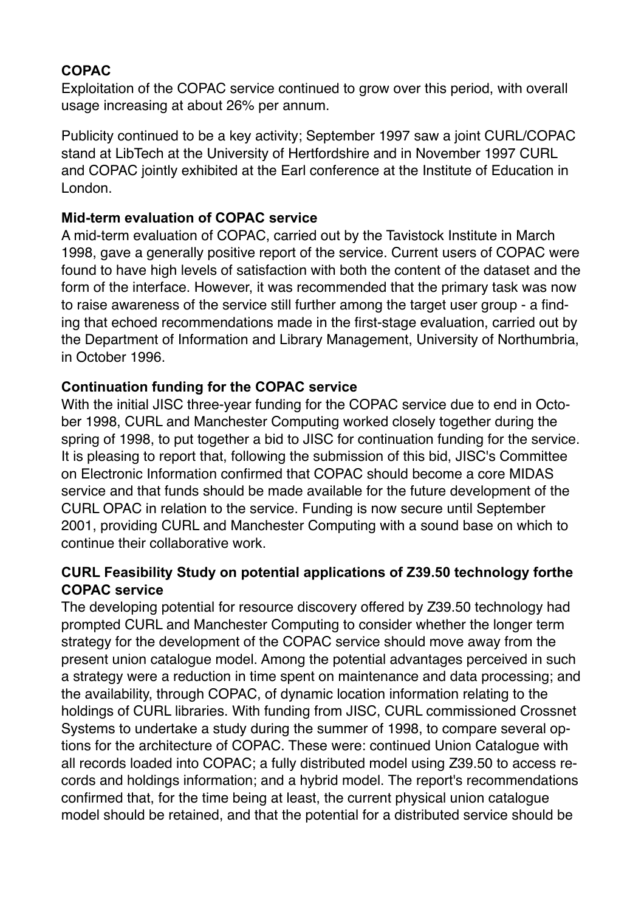### COPAC

Exploitation of the COPAC service continued to grow over this period, with overall usage increasing at about 26% per annum.

Publicity continued to be a key activity; September 1997 saw a joint CURL/COPAC stand at LibTech at the University of Hertfordshire and in November 1997 CURL and COPAC jointly exhibited at the Earl conference at the Institute of Education in London.

### Mid-term evaluation of COPAC service

A mid-term evaluation of COPAC, carried out by the Tavistock Institute in March 1998, gave a generally positive report of the service. Current users of COPAC were found to have high levels of satisfaction with both the content of the dataset and the form of the interface. However, it was recommended that the primary task was now to raise awareness of the service still further among the target user group - a finding that echoed recommendations made in the first-stage evaluation, carried out by the Department of Information and Library Management, University of Northumbria, in October 1996.

### Continuation funding for the COPAC service

With the initial JISC three-year funding for the COPAC service due to end in October 1998, CURL and Manchester Computing worked closely together during the spring of 1998, to put together a bid to JISC for continuation funding for the service. It is pleasing to report that, following the submission of this bid, JISC's Committee on Electronic Information confirmed that COPAC should become a core MIDAS service and that funds should be made available for the future development of the CURL OPAC in relation to the service. Funding is now secure until September 2001, providing CURL and Manchester Computing with a sound base on which to continue their collaborative work.

### CURL Feasibility Study on potential applications of Z39.50 technology forthe COPAC service

The developing potential for resource discovery offered by Z39.50 technology had prompted CURL and Manchester Computing to consider whether the longer term strategy for the development of the COPAC service should move away from the present union catalogue model. Among the potential advantages perceived in such a strategy were a reduction in time spent on maintenance and data processing; and the availability, through COPAC, of dynamic location information relating to the holdings of CURL libraries. With funding from JISC, CURL commissioned Crossnet Systems to undertake a study during the summer of 1998, to compare several options for the architecture of COPAC. These were: continued Union Catalogue with all records loaded into COPAC; a fully distributed model using Z39.50 to access records and holdings information; and a hybrid model. The report's recommendations confirmed that, for the time being at least, the current physical union catalogue model should be retained, and that the potential for a distributed service should be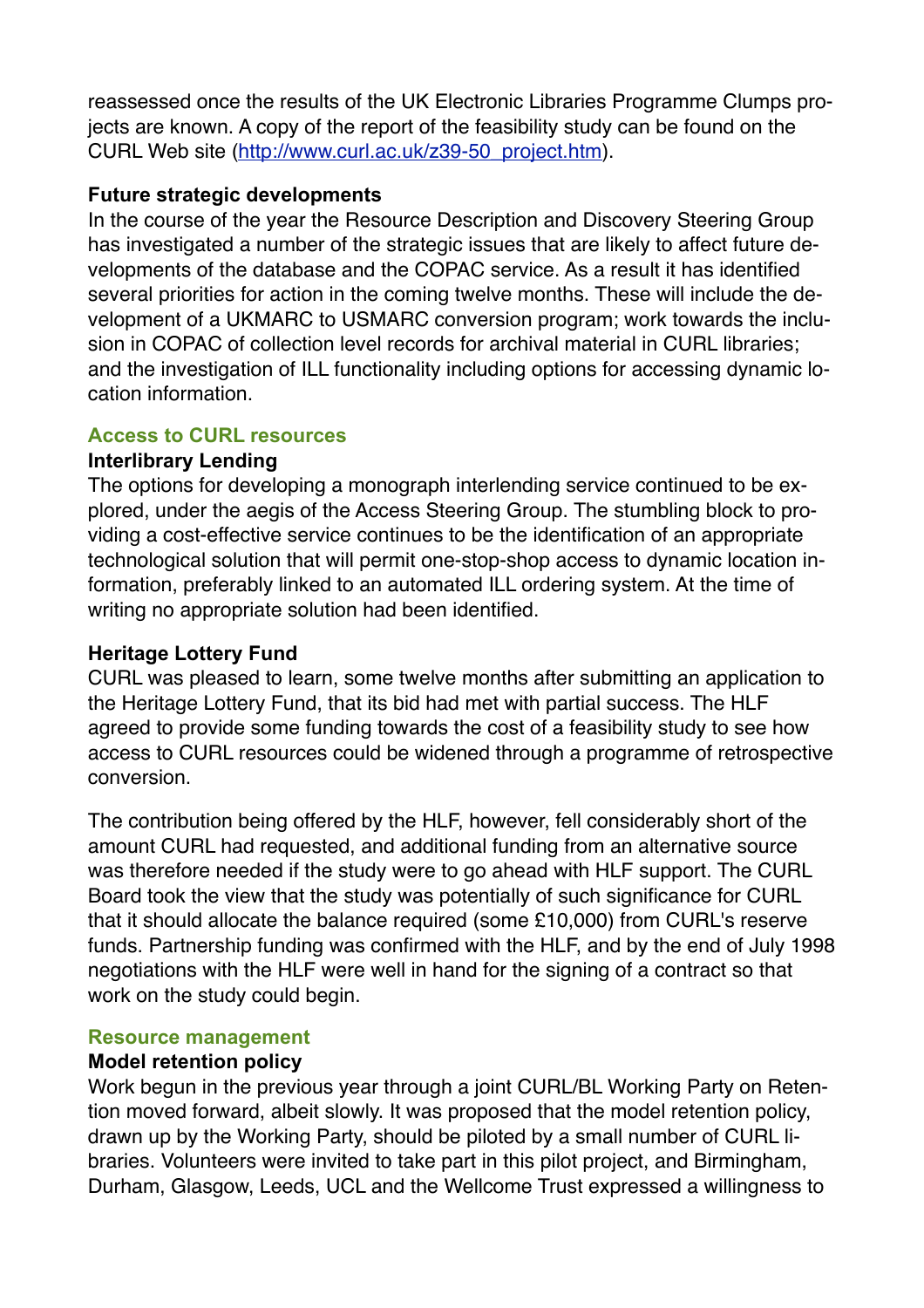reassessed once the results of the UK Electronic Libraries Programme Clumps projects are known. A copy of the report of the feasibility study can be found on the CURL Web site (http://www.curl.ac.uk/z39-50_project.htm).

**Future strategic developments**

In the course of the year the Resource Description and Discovery Steering Group has investigated a number of the strategic issues that are likely to affect future developments of the database and the COPAC service. As a result it has identified several priorities for action in the coming twelve months. These will include the development of a UKMARC to USMARC conversion program; work towards the inclusion in COPAC of collection level records for archival material in CURL libraries; and the investigation of ILL functionality including options for accessing dynamic location information.

## Access to CURL resources

**Interlibrary Lending**

The options for developing a monograph interlending service continued to be explored, under the aegis of the Access Steering Group. The stumbling block to providing a cost-effective service continues to be the identification of an appropriate technological solution that will permit one-stop-shop access to dynamic location information, preferably linked to an automated ILL ordering system. At the time of writing no appropriate solution had been identified.

**Heritage Lottery Fund**

CURL was pleased to learn, some twelve months after submitting an application to the Heritage Lottery Fund, that its bid had met with partial success. The HLF agreed to provide some funding towards the cost of a feasibility study to see how access to CURL resources could be widened through a programme of retrospective conversion.

The contribution being offered by the HLF, however, fell considerably short of the amount CURL had requested, and additional funding from an alternative source was therefore needed if the study were to go ahead with HLF support. The CURL Board took the view that the study was potentially of such significance for CURL that it should allocate the balance required (some £10,000) from CURL's reserve funds. Partnership funding was confirmed with the HLF, and by the end of July 1998 negotiations with the HLF were well in hand for the signing of a contract so that work on the study could begin.

## Resource management

**Model retention policy**

Work begun in the previous year through a joint CURL/BL Working Party on Retention moved forward, albeit slowly. It was proposed that the model retention policy, drawn up by the Working Party, should be piloted by a small number of CURL libraries. Volunteers were invited to take part in this pilot project, and Birmingham, Durham, Glasgow, Leeds, UCL and the Wellcome Trust expressed a willingness to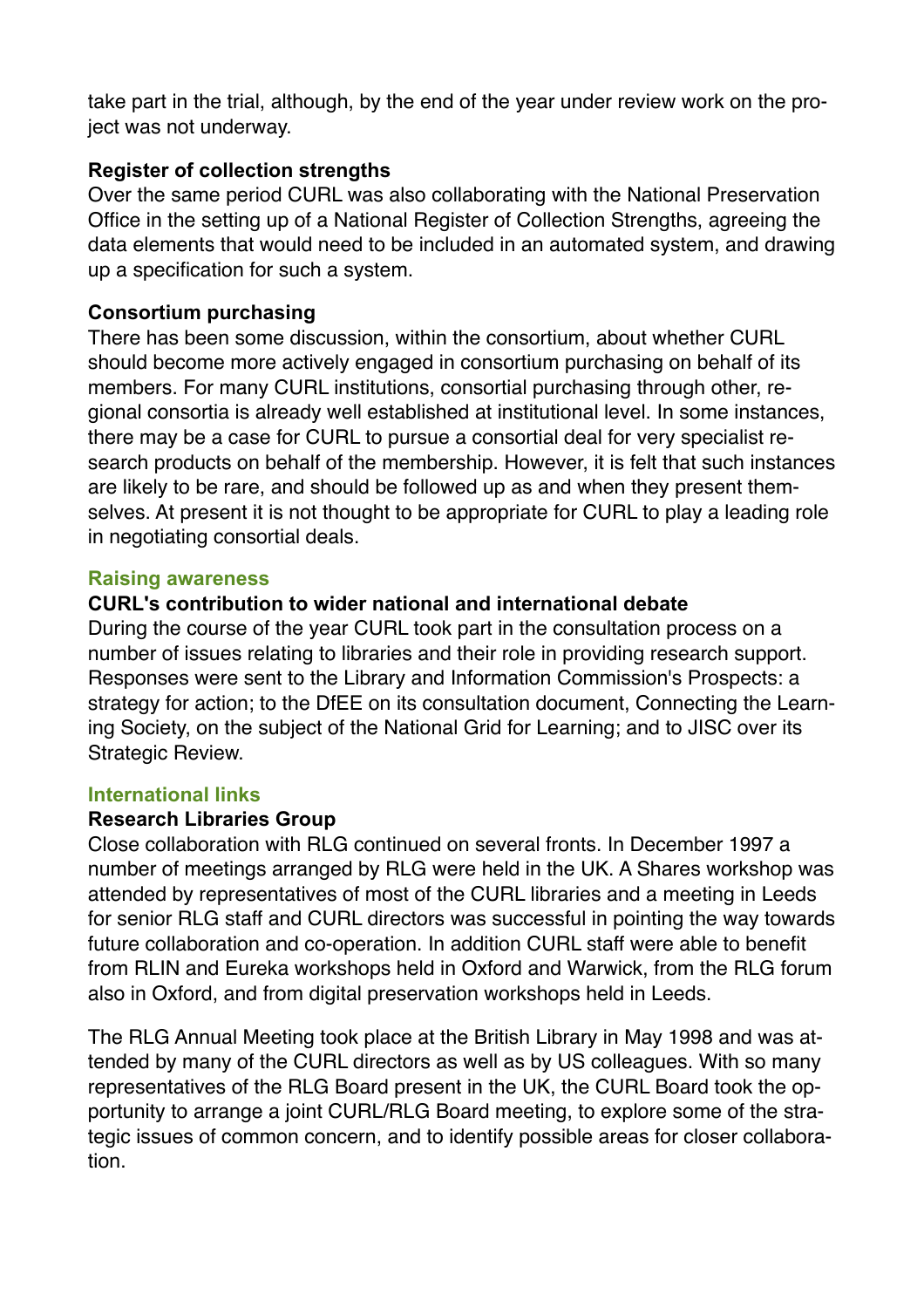take part in the trial, although, by the end of the year under review work on the project was not underway.

**Register of collection strengths**

Over the same period CURL was also collaborating with the National Preservation Office in the setting up of a National Register of Collection Strengths, agreeing the data elements that would need to be included in an automated system, and drawing up a specification for such a system.

**Consortium purchasing**

There has been some discussion, within the consortium, about whether CURL should become more actively engaged in consortium purchasing on behalf of its members. For many CURL institutions, consortial purchasing through other, regional consortia is already well established at institutional level. In some instances, there may be a case for CURL to pursue a consortial deal for very specialist research products on behalf of the membership. However, it is felt that such instances are likely to be rare, and should be followed up as and when they present themselves. At present it is not thought to be appropriate for CURL to play a leading role in negotiating consortial deals.

## Raising awareness

**CURL's contribution to wider national and international debate**

During the course of the year CURL took part in the consultation process on a number of issues relating to libraries and their role in providing research support. Responses were sent to the Library and Information Commission's Prospects: a strategy for action; to the DfEE on its consultation document, Connecting the Learning Society, on the subject of the National Grid for Learning; and to JISC over its Strategic Review.

## International links

**Research Libraries Group**

Close collaboration with RLG continued on several fronts. In December 1997 a number of meetings arranged by RLG were held in the UK. A Shares workshop was attended by representatives of most of the CURL libraries and a meeting in Leeds for senior RLG staff and CURL directors was successful in pointing the way towards future collaboration and co-operation. In addition CURL staff were able to benefit from RLIN and Eureka workshops held in Oxford and Warwick, from the RLG forum also in Oxford, and from digital preservation workshops held in Leeds.

The RLG Annual Meeting took place at the British Library in May 1998 and was attended by many of the CURL directors as well as by US colleagues. With so many representatives of the RLG Board present in the UK, the CURL Board took the opportunity to arrange a joint CURL/RLG Board meeting, to explore some of the strategic issues of common concern, and to identify possible areas for closer collaboration.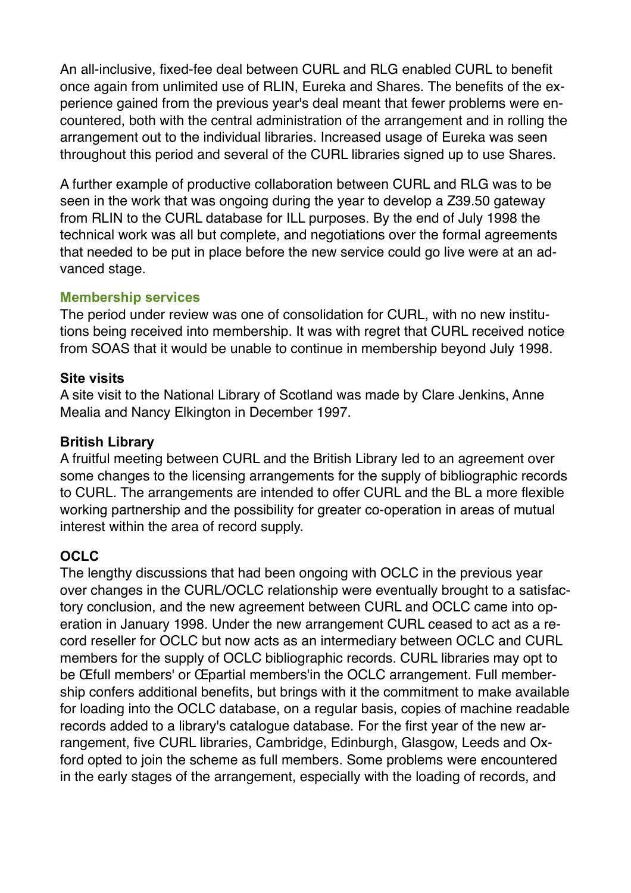An all-inclusive, fixed-fee deal between CURL and RLG enabled CURL to benefit once again from unlimited use of RLIN, Eureka and Shares. The benefits of the experience gained from the previous year's deal meant that fewer problems were encountered, both with the central administration of the arrangement and in rolling the arrangement out to the individual libraries. Increased usage of Eureka was seen throughout this period and several of the CURL libraries signed up to use Shares.

A further example of productive collaboration between CURL and RLG was to be seen in the work that was ongoing during the year to develop a Z39.50 gateway from RLIN to the CURL database for ILL purposes. By the end of July 1998 the technical work was all but complete, and negotiations over the formal agreements that needed to be put in place before the new service could go live were at an advanced stage.

## Membership services

The period under review was one of consolidation for CURL, with no new institutions being received into membership. It was with regret that CURL received notice from SOAS that it would be unable to continue in membership beyond July 1998.

### Site visits

A site visit to the National Library of Scotland was made by Clare Jenkins, Anne Mealia and Nancy Elkington in December 1997.

### British Library

A fruitful meeting between CURL and the British Library led to an agreement over some changes to the licensing arrangements for the supply of bibliographic records to CURL. The arrangements are intended to offer CURL and the BL a more flexible working partnership and the possibility for greater co-operation in areas of mutual interest within the area of record supply.

### OCLC

The lengthy discussions that had been ongoing with OCLC in the previous year over changes in the CURL/OCLC relationship were eventually brought to a satisfactory conclusion, and the new agreement between CURL and OCLC came into operation in January 1998. Under the new arrangement CURL ceased to act as a record reseller for OCLC but now acts as an intermediary between OCLC and CURL members for the supply of OCLC bibliographic records. CURL libraries may opt to be Œfull members' or Œpartial members'in the OCLC arrangement. Full membership confers additional benefits, but brings with it the commitment to make available for loading into the OCLC database, on a regular basis, copies of machine readable records added to a library's catalogue database. For the first year of the new arrangement, five CURL libraries, Cambridge, Edinburgh, Glasgow, Leeds and Oxford opted to join the scheme as full members. Some problems were encountered in the early stages of the arrangement, especially with the loading of records, and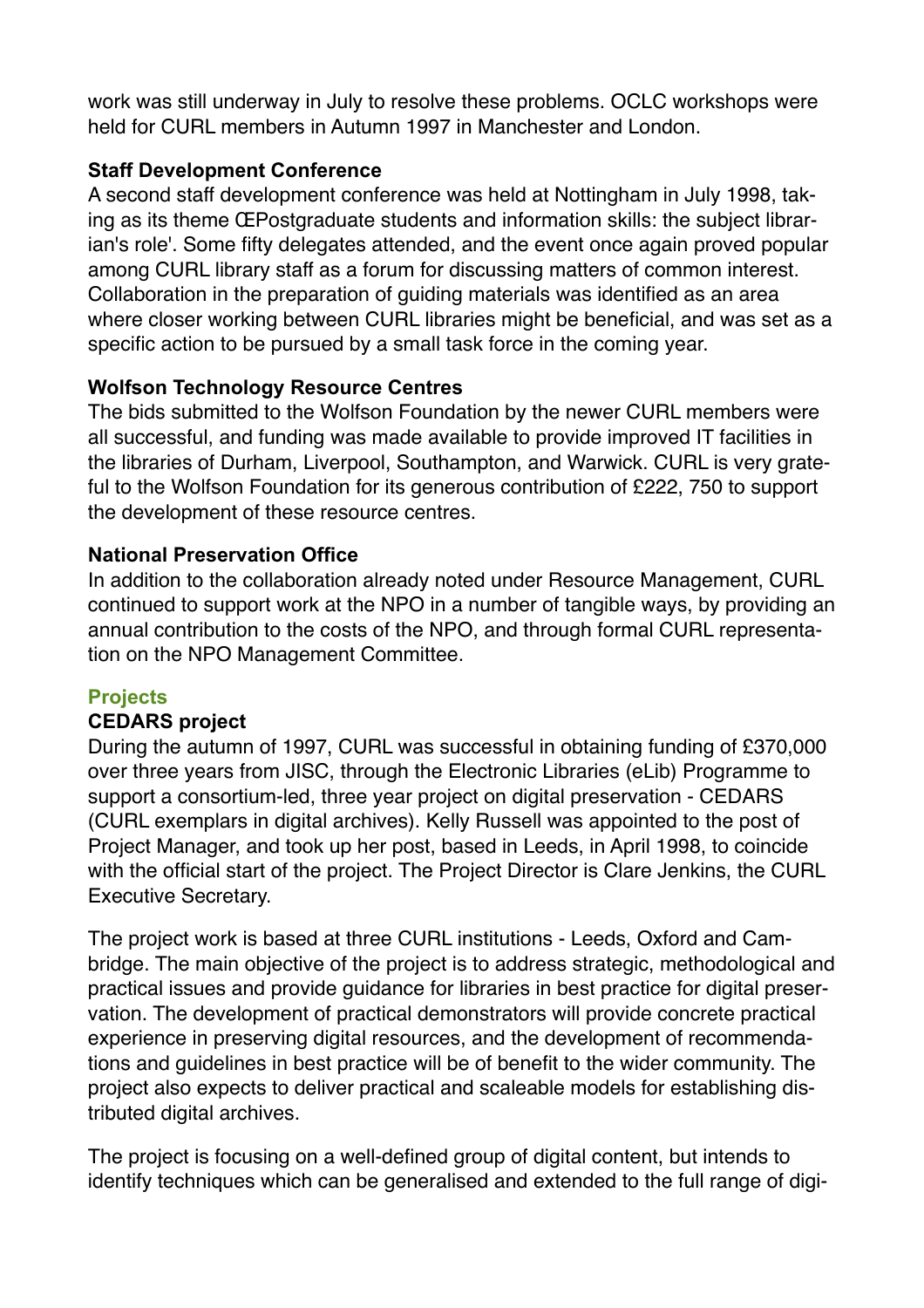work was still underway in July to resolve these problems. OCLC workshops were held for CURL members in Autumn 1997 in Manchester and London.

**Staff Development Conference**

A second staff development conference was held at Nottingham in July 1998, taking as its theme ŒPostgraduate students and information skills: the subject librarian's role'. Some fifty delegates attended, and the event once again proved popular among CURL library staff as a forum for discussing matters of common interest. Collaboration in the preparation of guiding materials was identified as an area where closer working between CURL libraries might be beneficial, and was set as a specific action to be pursued by a small task force in the coming year.

**Wolfson Technology Resource Centres**

The bids submitted to the Wolfson Foundation by the newer CURL members were all successful, and funding was made available to provide improved IT facilities in the libraries of Durham, Liverpool, Southampton, and Warwick. CURL is very grateful to the Wolfson Foundation for its generous contribution of £222, 750 to support the development of these resource centres.

**National Preservation Office**

In addition to the collaboration already noted under Resource Management, CURL continued to support work at the NPO in a number of tangible ways, by providing an annual contribution to the costs of the NPO, and through formal CURL representation on the NPO Management Committee.

## Projects

**CEDARS project**

During the autumn of 1997, CURL was successful in obtaining funding of £370,000 over three years from JISC, through the Electronic Libraries (eLib) Programme to support a consortium-led, three year project on digital preservation - CEDARS (CURL exemplars in digital archives). Kelly Russell was appointed to the post of Project Manager, and took up her post, based in Leeds, in April 1998, to coincide with the official start of the project. The Project Director is Clare Jenkins, the CURL Executive Secretary.

The project work is based at three CURL institutions - Leeds, Oxford and Cambridge. The main objective of the project is to address strategic, methodological and practical issues and provide guidance for libraries in best practice for digital preservation. The development of practical demonstrators will provide concrete practical experience in preserving digital resources, and the development of recommendations and guidelines in best practice will be of benefit to the wider community. The project also expects to deliver practical and scaleable models for establishing distributed digital archives.

The project is focusing on a well-defined group of digital content, but intends to identify techniques which can be generalised and extended to the full range of digi-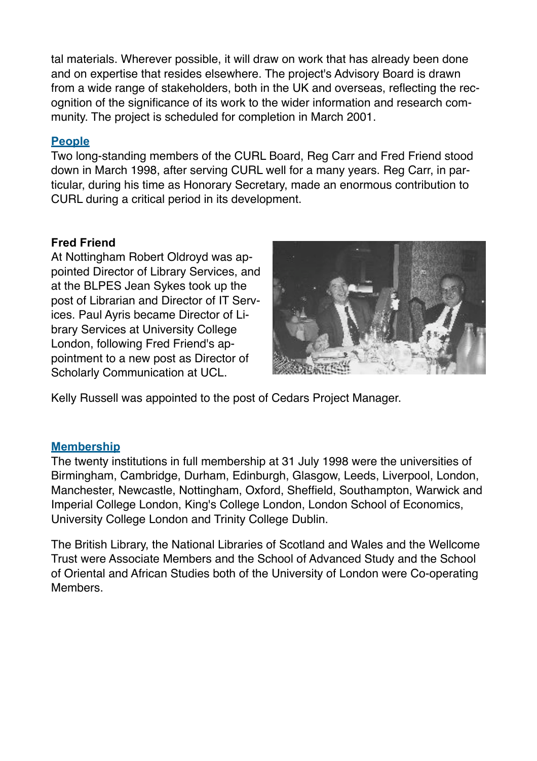tal materials. Wherever possible, it will draw on work that has already been done and on expertise that resides elsewhere. The project's Advisory Board is drawn from a wide range of stakeholders, both in the UK and overseas, reflecting the recognition of the significance of its work to the wider information and research community. The project is scheduled for completion in March 2001.

## People

Two long-standing members of the CURL Board, Reg Carr and Fred Friend stood down in March 1998, after serving CURL well for a many years. Reg Carr, in particular, during his time as Honorary Secretary, made an enormous contribution to CURL during a critical period in its development.

**Fred Friend**

At Nottingham Robert Oldroyd was appointed Director of Library Services, and at the BLPES Jean Sykes took up the post of Librarian and Director of IT Services. Paul Ayris became Director of Library Services at University College London, following Fred Friend's appointment to a new post as Director of Scholarly Communication at UCL.

Kelly Russell was appointed to the post of Cedars Project Manager.

## Membership

The twenty institutions in full membership at 31 July 1998 were the universities of Birmingham, Cambridge, Durham, Edinburgh, Glasgow, Leeds, Liverpool, London, Manchester, Newcastle, Nottingham, Oxford, Sheffield, Southampton, Warwick and Imperial College London, King's College London, London School of Economics, University College London and Trinity College Dublin.

The British Library, the National Libraries of Scotland and Wales and the Wellcome Trust were Associate Members and the School of Advanced Study and the School of Oriental and African Studies both of the University of London were Co-operating Members.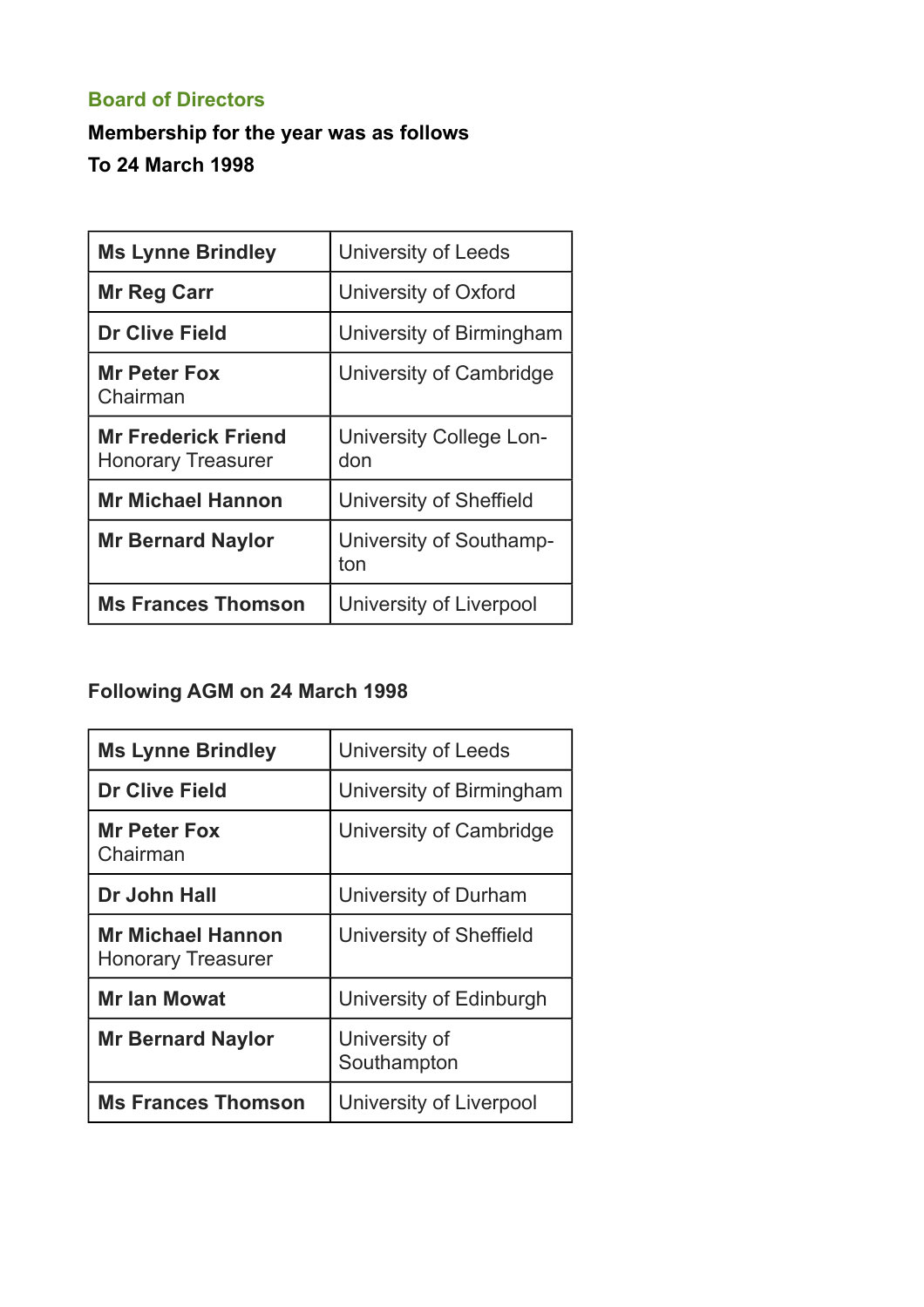## Board of Directors

**Membership for the year was as follows**

**To 24 March 1998**

| | |
|---|---|
| **Ms Lynne Brindley** | University of Leeds |
| **Mr Reg Carr** | University of Oxford |
| **Dr Clive Field** | University of Birmingham |
| **Mr Peter Fox** Chairman | University of Cambridge |
| **Mr Frederick Friend** Honorary Treasurer | University College London |
| **Mr Michael Hannon** | University of Sheffield |
| **Mr Bernard Naylor** | University of Southampton |
| **Ms Frances Thomson** | University of Liverpool |

**Following AGM on 24 March 1998**

| | |
|---|---|
| **Ms Lynne Brindley** | University of Leeds |
| **Dr Clive Field** | University of Birmingham |
| **Mr Peter Fox** Chairman | University of Cambridge |
| **Dr John Hall** | University of Durham |
| **Mr Michael Hannon** Honorary Treasurer | University of Sheffield |
| **Mr Ian Mowat** | University of Edinburgh |
| **Mr Bernard Naylor** | University of Southampton |
| **Ms Frances Thomson** | University of Liverpool |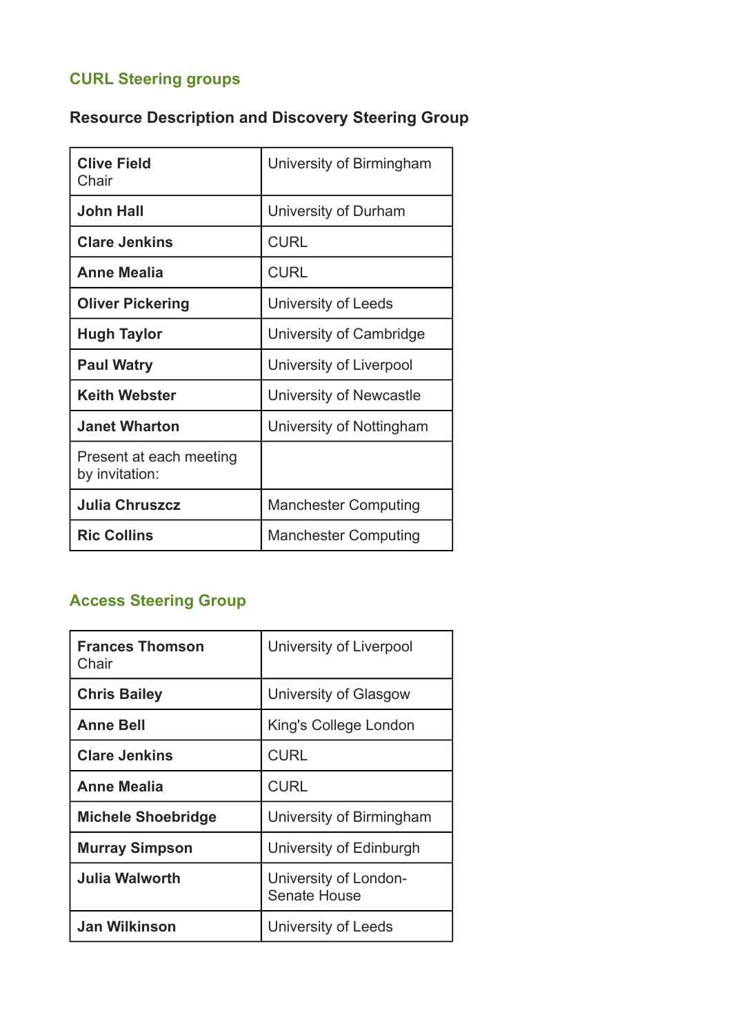## CURL Steering groups

### Resource Description and Discovery Steering Group

| | |
|---|---|
| **Clive Field** Chair | University of Birmingham |
| **John Hall** | University of Durham |
| **Clare Jenkins** | CURL |
| **Anne Mealia** | CURL |
| **Oliver Pickering** | University of Leeds |
| **Hugh Taylor** | University of Cambridge |
| **Paul Watry** | University of Liverpool |
| **Keith Webster** | University of Newcastle |
| **Janet Wharton** | University of Nottingham |
| Present at each meeting by invitation: | |
| **Julia Chruszcz** | Manchester Computing |
| **Ric Collins** | Manchester Computing |

## Access Steering Group

| | |
|---|---|
| **Frances Thomson** Chair | University of Liverpool |
| **Chris Bailey** | University of Glasgow |
| **Anne Bell** | King's College London |
| **Clare Jenkins** | CURL |
| **Anne Mealia** | CURL |
| **Michele Shoebridge** | University of Birmingham |
| **Murray Simpson** | University of Edinburgh |
| **Julia Walworth** | University of London-Senate House |
| **Jan Wilkinson** | University of Leeds |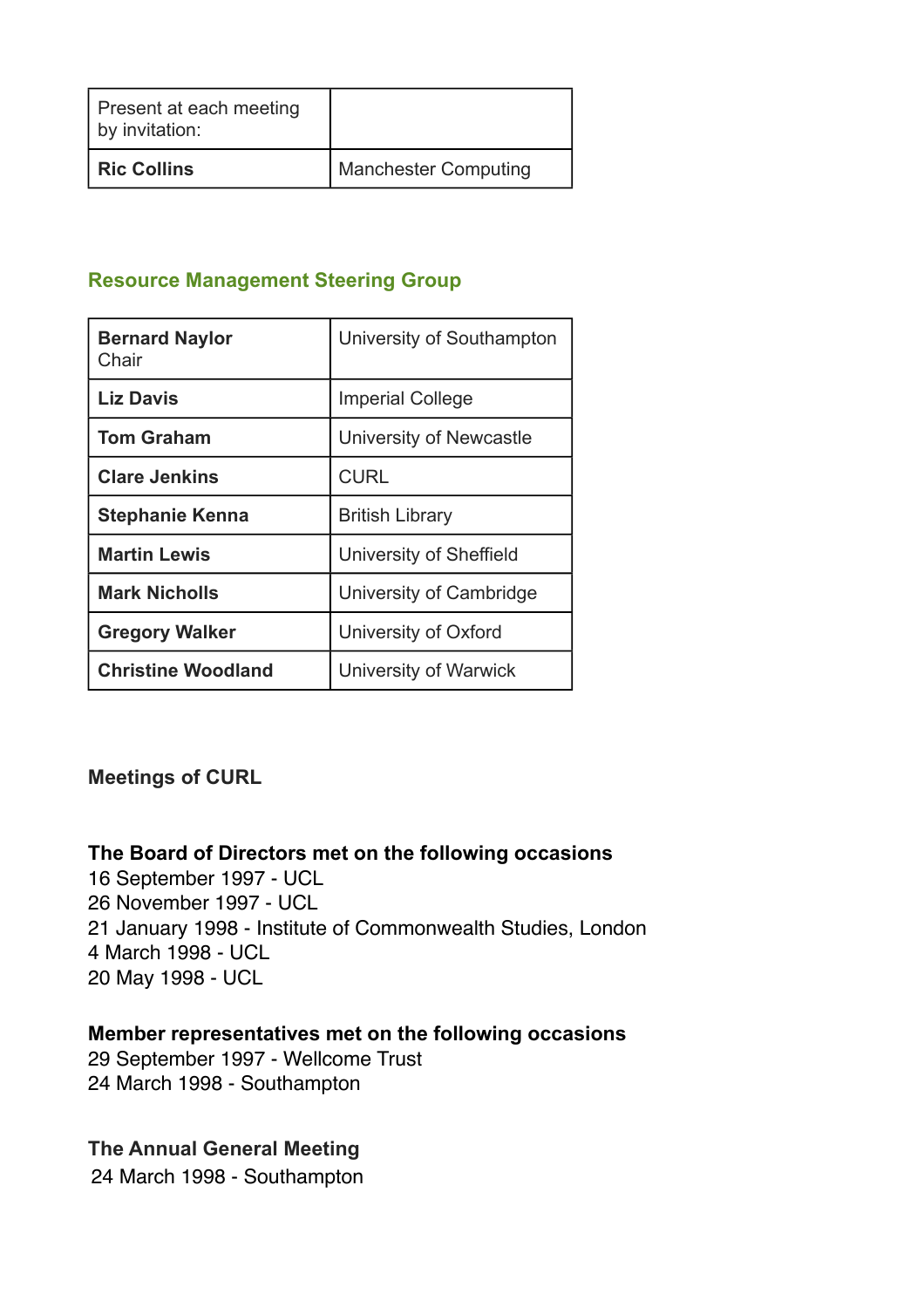| Present at each meeting by invitation: | |
|---|---|
| **Ric Collins** | Manchester Computing |

## Resource Management Steering Group

| **Bernard Naylor** Chair | University of Southampton |
|---|---|
| **Liz Davis** | Imperial College |
| **Tom Graham** | University of Newcastle |
| **Clare Jenkins** | CURL |
| **Stephanie Kenna** | British Library |
| **Martin Lewis** | University of Sheffield |
| **Mark Nicholls** | University of Cambridge |
| **Gregory Walker** | University of Oxford |
| **Christine Woodland** | University of Warwick |

## Meetings of CURL

**The Board of Directors met on the following occasions**

16 September 1997 - UCL
26 November 1997 - UCL
21 January 1998 - Institute of Commonwealth Studies, London
4 March 1998 - UCL
20 May 1998 - UCL

**Member representatives met on the following occasions**

29 September 1997 - Wellcome Trust
24 March 1998 - Southampton

**The Annual General Meeting**

24 March 1998 - Southampton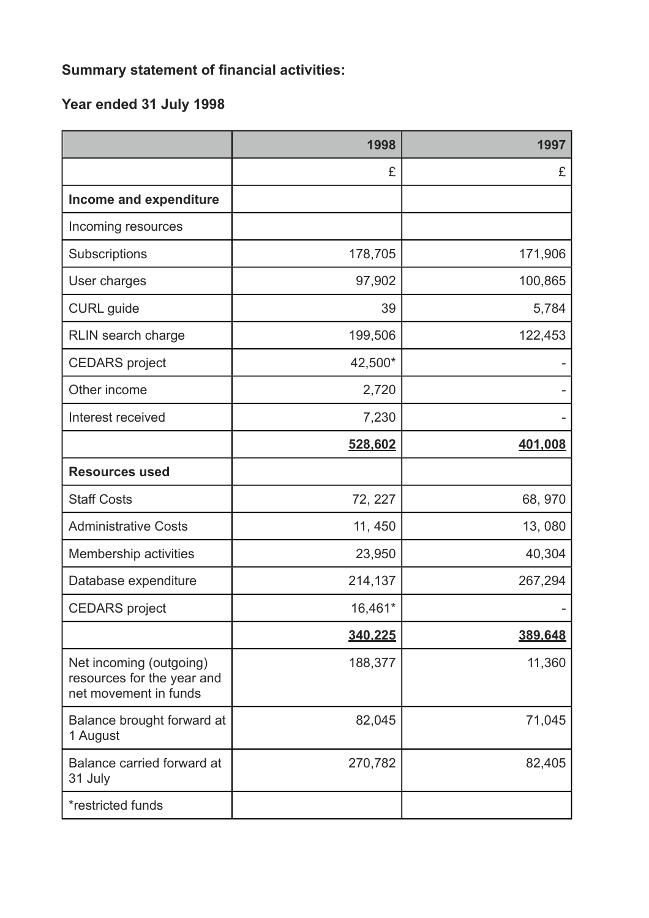**Summary statement of financial activities:**

**Year ended 31 July 1998**

| | 1998 | 1997 |
|---|---|---|
| | £ | £ |
| **Income and expenditure** | | |
| Incoming resources | | |
| Subscriptions | 178,705 | 171,906 |
| User charges | 97,902 | 100,865 |
| CURL guide | 39 | 5,784 |
| RLIN search charge | 199,506 | 122,453 |
| CEDARS project | 42,500* | - |
| Other income | 2,720 | - |
| Interest received | 7,230 | - |
| | **528,602** | **401,008** |
| **Resources used** | | |
| Staff Costs | 72, 227 | 68, 970 |
| Administrative Costs | 11, 450 | 13, 080 |
| Membership activities | 23,950 | 40,304 |
| Database expenditure | 214,137 | 267,294 |
| CEDARS project | 16,461* | - |
| | **340,225** | **389,648** |
| Net incoming (outgoing) resources for the year and net movement in funds | 188,377 | 11,360 |
| Balance brought forward at 1 August | 82,045 | 71,045 |
| Balance carried forward at 31 July | 270,782 | 82,405 |
| *restricted funds | | |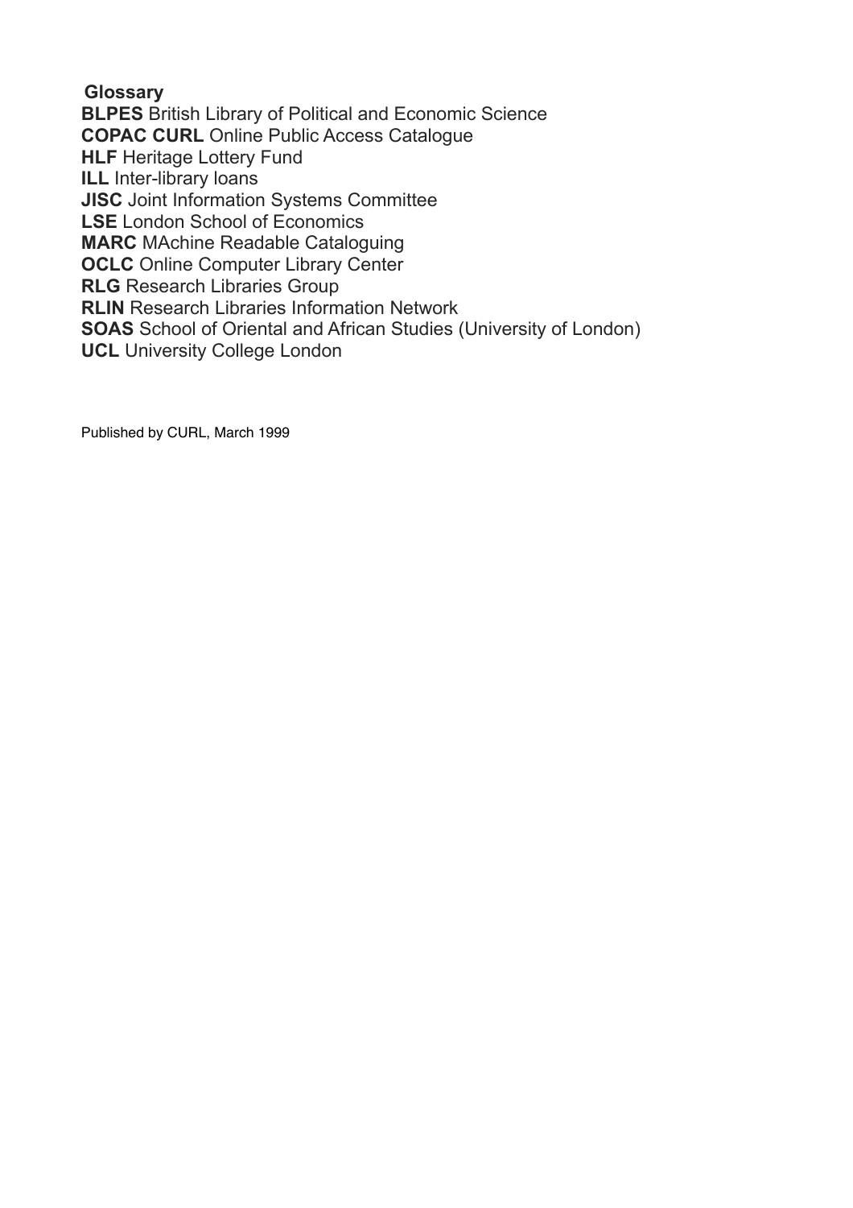## Glossary

**BLPES** British Library of Political and Economic Science
**COPAC CURL** Online Public Access Catalogue
**HLF** Heritage Lottery Fund
**ILL** Inter-library loans
**JISC** Joint Information Systems Committee
**LSE** London School of Economics
**MARC** MAchine Readable Cataloguing
**OCLC** Online Computer Library Center
**RLG** Research Libraries Group
**RLIN** Research Libraries Information Network
**SOAS** School of Oriental and African Studies (University of London)
**UCL** University College London

Published by CURL, March 1999